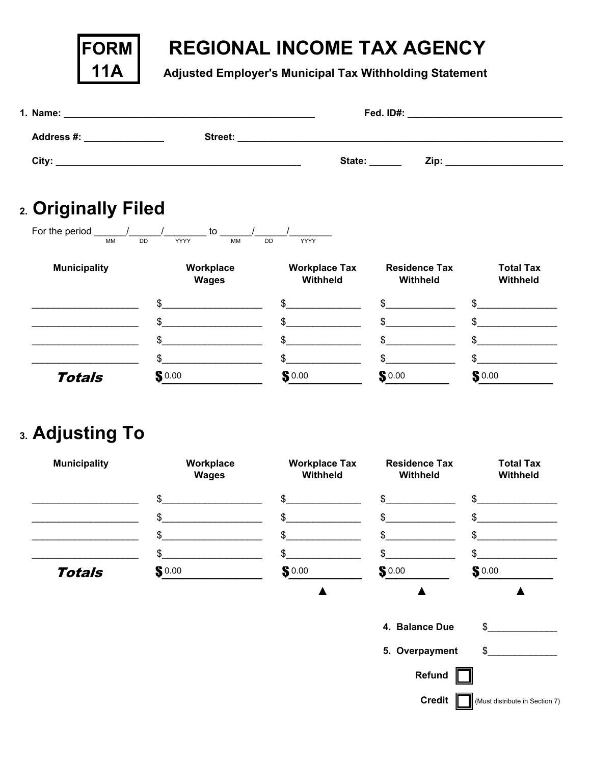# FORM 11A

# REGIONAL INCOME TAX AGENCY

**Adjusted Employer's Municipal Tax Withholding Statement**

**1. Name:** ______________________________ **Fed. ID#:** ______________________

**Address #:** ____________ **Street:** ______________________________________

**City:** ______________________________ **State:** ______ **Zip:** ________________

## 2. Originally Filed

For the period ______/______/________ to ______/______/________
MM DD YYYY MM DD YYYY

| Municipality | Workplace Wages | Workplace Tax Withheld | Residence Tax Withheld | Total Tax Withheld |
|---|---|---|---|---|
| ________________ | $________________ | $____________ | $____________ | $____________ |
| ________________ | $________________ | $____________ | $____________ | $____________ |
| ________________ | $________________ | $____________ | $____________ | $____________ |
| ________________ | $________________ | $____________ | $____________ | $____________ |
| ***Totals*** | $ 0.00 | $ 0.00 | $ 0.00 | $ 0.00 |

## 3. Adjusting To

| Municipality | Workplace Wages | Workplace Tax Withheld | Residence Tax Withheld | Total Tax Withheld |
|---|---|---|---|---|
| ________________ | $________________ | $____________ | $____________ | $____________ |
| ________________ | $________________ | $____________ | $____________ | $____________ |
| ________________ | $________________ | $____________ | $____________ | $____________ |
| ________________ | $________________ | $____________ | $____________ | $____________ |
| ***Totals*** | $ 0.00 | $ 0.00 | $ 0.00 | $ 0.00 |

**4. Balance Due** $____________

**5. Overpayment** $____________

**Refund** ☐

**Credit** ☐ (Must distribute in Section 7)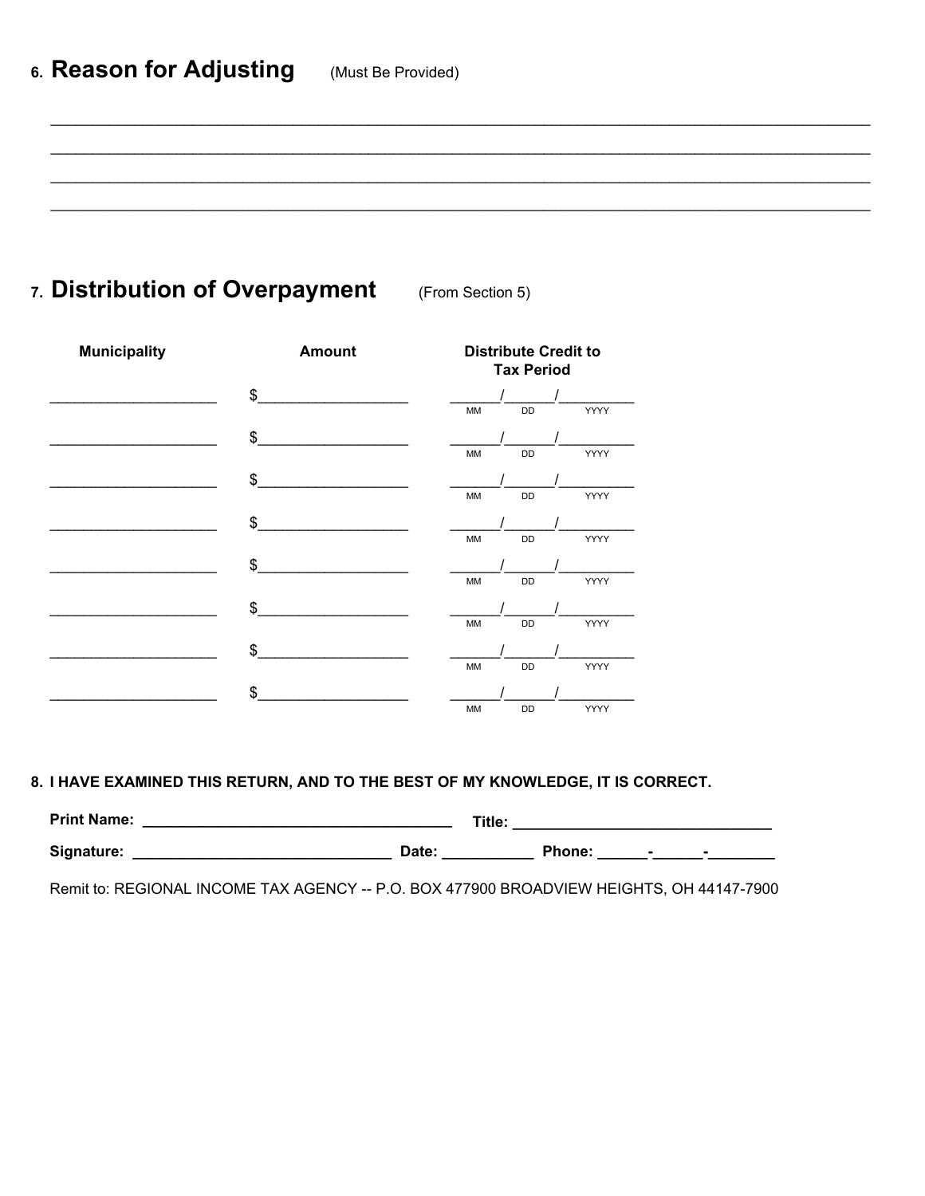## 6. Reason for Adjusting (Must Be Provided)

\_\_\_\_\_\_\_\_\_\_\_\_\_\_\_\_\_\_\_\_\_\_\_\_\_\_\_\_\_\_\_\_\_\_\_\_\_\_\_\_\_\_\_\_\_\_\_\_\_\_\_\_\_\_\_\_\_\_\_\_\_\_\_\_\_\_\_\_\_\_\_\_\_\_\_\_\_\_

\_\_\_\_\_\_\_\_\_\_\_\_\_\_\_\_\_\_\_\_\_\_\_\_\_\_\_\_\_\_\_\_\_\_\_\_\_\_\_\_\_\_\_\_\_\_\_\_\_\_\_\_\_\_\_\_\_\_\_\_\_\_\_\_\_\_\_\_\_\_\_\_\_\_\_\_\_\_

\_\_\_\_\_\_\_\_\_\_\_\_\_\_\_\_\_\_\_\_\_\_\_\_\_\_\_\_\_\_\_\_\_\_\_\_\_\_\_\_\_\_\_\_\_\_\_\_\_\_\_\_\_\_\_\_\_\_\_\_\_\_\_\_\_\_\_\_\_\_\_\_\_\_\_\_\_\_

\_\_\_\_\_\_\_\_\_\_\_\_\_\_\_\_\_\_\_\_\_\_\_\_\_\_\_\_\_\_\_\_\_\_\_\_\_\_\_\_\_\_\_\_\_\_\_\_\_\_\_\_\_\_\_\_\_\_\_\_\_\_\_\_\_\_\_\_\_\_\_\_\_\_\_\_\_\_

## 7. Distribution of Overpayment (From Section 5)

| Municipality | Amount | Distribute Credit to Tax Period |
|---|---|---|
| ____________________ | $__________________ | ______/______/_________ (MM DD YYYY) |
| ____________________ | $__________________ | ______/______/_________ (MM DD YYYY) |
| ____________________ | $__________________ | ______/______/_________ (MM DD YYYY) |
| ____________________ | $__________________ | ______/______/_________ (MM DD YYYY) |
| ____________________ | $__________________ | ______/______/_________ (MM DD YYYY) |
| ____________________ | $__________________ | ______/______/_________ (MM DD YYYY) |
| ____________________ | $__________________ | ______/______/_________ (MM DD YYYY) |
| ____________________ | $__________________ | ______/______/_________ (MM DD YYYY) |

**8. I HAVE EXAMINED THIS RETURN, AND TO THE BEST OF MY KNOWLEDGE, IT IS CORRECT.**

**Print Name:** ____________________________________ **Title:** ______________________________

**Signature:** ______________________________ **Date:** ___________ **Phone:** ______-______-________

Remit to: REGIONAL INCOME TAX AGENCY -- P.O. BOX 477900 BROADVIEW HEIGHTS, OH 44147-7900